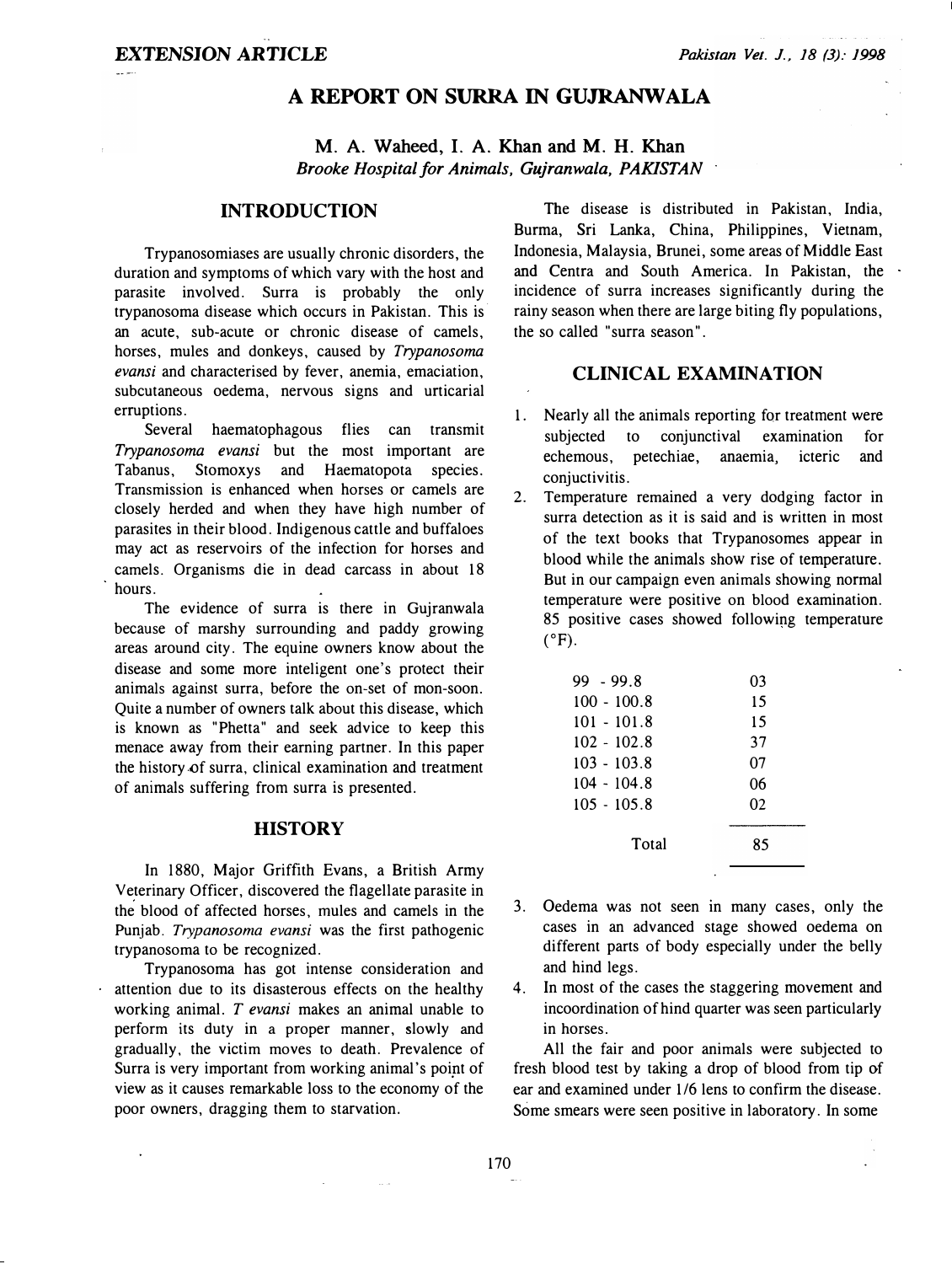EXTENSION ARTICLE

# A REPORT ON SURRA IN GUJRANWALA

M. A. Waheed, I. A. Khan and M. H. Khan
*Brooke Hospital for Animals, Gujranwala, PAKISTAN*

## INTRODUCTION

Trypanosomiases are usually chronic disorders, the duration and symptoms of which vary with the host and parasite involved. Surra is probably the only trypanosoma disease which occurs in Pakistan. This is an acute, sub-acute or chronic disease of camels, horses, mules and donkeys, caused by *Trypanosoma evansi* and characterised by fever, anemia, emaciation, subcutaneous oedema, nervous signs and urticarial erruptions.

Several haematophagous flies can transmit *Trypanosoma evansi* but the most important are Tabanus, Stomoxys and Haematopota species. Transmission is enhanced when horses or camels are closely herded and when they have high number of parasites in their blood. Indigenous cattle and buffaloes may act as reservoirs of the infection for horses and camels. Organisms die in dead carcass in about 18 hours.

The evidence of surra is there in Gujranwala because of marshy surrounding and paddy growing areas around city. The equine owners know about the disease and some more inteligent one's protect their animals against surra, before the on-set of mon-soon. Quite a number of owners talk about this disease, which is known as "Phetta" and seek advice to keep this menace away from their earning partner. In this paper the history of surra, clinical examination and treatment of animals suffering from surra is presented.

## HISTORY

In 1880, Major Griffith Evans, a British Army Veterinary Officer, discovered the flagellate parasite in the blood of affected horses, mules and camels in the Punjab. *Trypanosoma evansi* was the first pathogenic trypanosoma to be recognized.

Trypanosoma has got intense consideration and attention due to its disasterous effects on the healthy working animal. *T evansi* makes an animal unable to perform its duty in a proper manner, slowly and gradually, the victim moves to death. Prevalence of Surra is very important from working animal's point of view as it causes remarkable loss to the economy of the poor owners, dragging them to starvation.

The disease is distributed in Pakistan, India, Burma, Sri Lanka, China, Philippines, Vietnam, Indonesia, Malaysia, Brunei, some areas of Middle East and Centra and South America. In Pakistan, the incidence of surra increases significantly during the rainy season when there are large biting fly populations, the so called "surra season".

## CLINICAL EXAMINATION

1. Nearly all the animals reporting for treatment were subjected to conjunctival examination for echemous, petechiae, anaemia, icteric and conjuctivitis.
2. Temperature remained a very dodging factor in surra detection as it is said and is written in most of the text books that Trypanosomes appear in blood while the animals show rise of temperature. But in our campaign even animals showing normal temperature were positive on blood examination. 85 positive cases showed following temperature (°F).

| | |
|---|---|
| 99 - 99.8 | 03 |
| 100 - 100.8 | 15 |
| 101 - 101.8 | 15 |
| 102 - 102.8 | 37 |
| 103 - 103.8 | 07 |
| 104 - 104.8 | 06 |
| 105 - 105.8 | 02 |
| Total | 85 |

3. Oedema was not seen in many cases, only the cases in an advanced stage showed oedema on different parts of body especially under the belly and hind legs.
4. In most of the cases the staggering movement and incoordination of hind quarter was seen particularly in horses.

All the fair and poor animals were subjected to fresh blood test by taking a drop of blood from tip of ear and examined under 1/6 lens to confirm the disease. Some smears were seen positive in laboratory. In some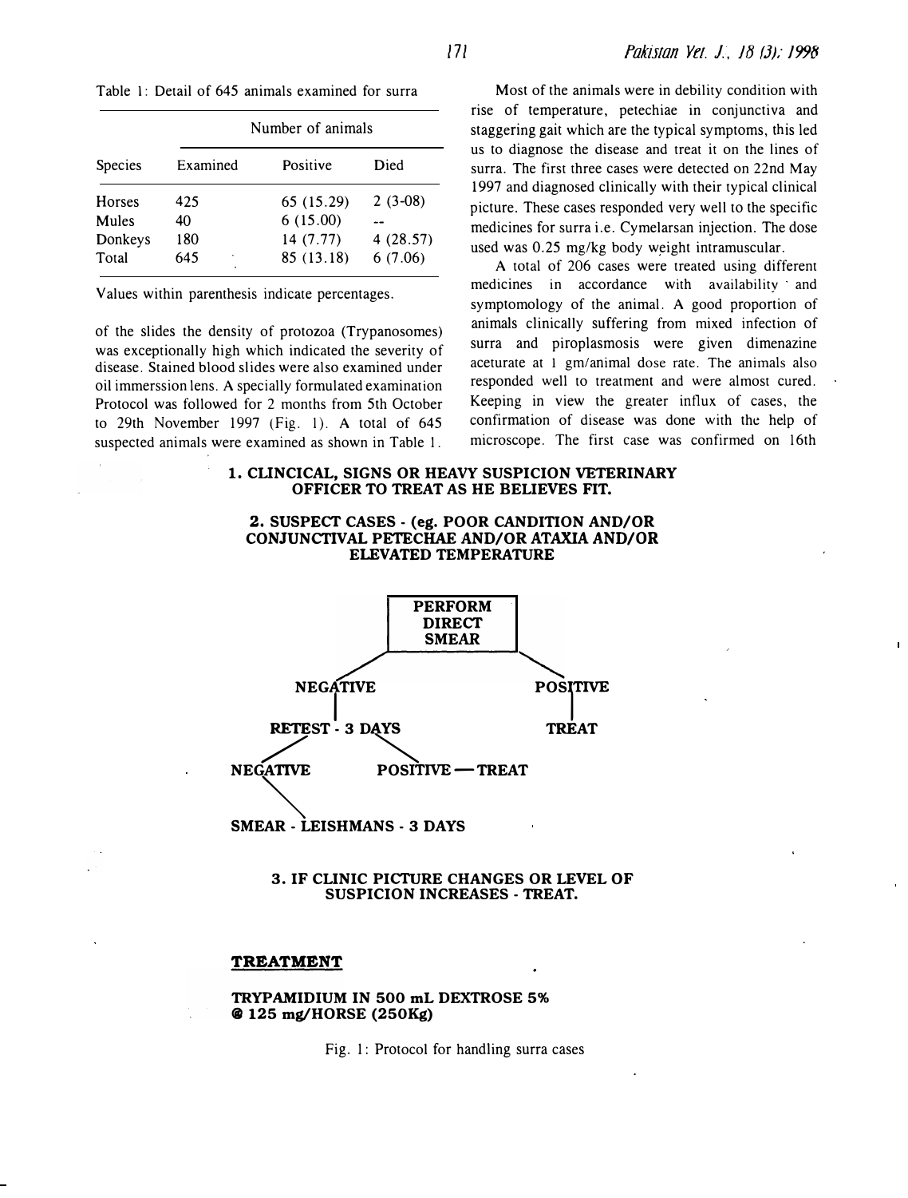Table 1: Detail of 645 animals examined for surra

| Species | Number of animals | | |
|---|---|---|---|
| | Examined | Positive | Died |
| Horses | 425 | 65 (15.29) | 2 (3-08) |
| Mules | 40 | 6 (15.00) | -- |
| Donkeys | 180 | 14 (7.77) | 4 (28.57) |
| Total | 645 | 85 (13.18) | 6 (7.06) |

Values within parenthesis indicate percentages.

of the slides the density of protozoa (Trypanosomes) was exceptionally high which indicated the severity of disease. Stained blood slides were also examined under oil immerssion lens. A specially formulated examination Protocol was followed for 2 months from 5th October to 29th November 1997 (Fig. 1). A total of 645 suspected animals were examined as shown in Table 1.

Most of the animals were in debility condition with rise of temperature, petechiae in conjunctiva and staggering gait which are the typical symptoms, this led us to diagnose the disease and treat it on the lines of surra. The first three cases were detected on 22nd May 1997 and diagnosed clinically with their typical clinical picture. These cases responded very well to the specific medicines for surra i.e. Cymelarsan injection. The dose used was 0.25 mg/kg body weight intramuscular.

A total of 206 cases were treated using different medicines in accordance with availability and symptomology of the animal. A good proportion of animals clinically suffering from mixed infection of surra and piroplasmosis were given dimenazine aceturate at 1 gm/animal dose rate. The animals also responded well to treatment and were almost cured. Keeping in view the greater influx of cases, the confirmation of disease was done with the help of microscope. The first case was confirmed on 16th

**1. CLINCICAL, SIGNS OR HEAVY SUSPICION VETERINARY OFFICER TO TREAT AS HE BELIEVES FIT.**

**2. SUSPECT CASES - (eg. POOR CANDITION AND/OR CONJUNCTIVAL PETECHAE AND/OR ATAXIA AND/OR ELEVATED TEMPERATURE**

**PERFORM DIRECT SMEAR**

**NEGATIVE** → **RETEST - 3 DAYS**

- **NEGATIVE** → **SMEAR - LEISHMANS - 3 DAYS**
- **POSITIVE — TREAT**

**POSITIVE** → **TREAT**

**3. IF CLINIC PICTURE CHANGES OR LEVEL OF SUSPICION INCREASES - TREAT.**

**TREATMENT**

**TRYPAMIDIUM IN 500 mL DEXTROSE 5% @ 125 mg/HORSE (250Kg)**

Fig. 1: Protocol for handling surra cases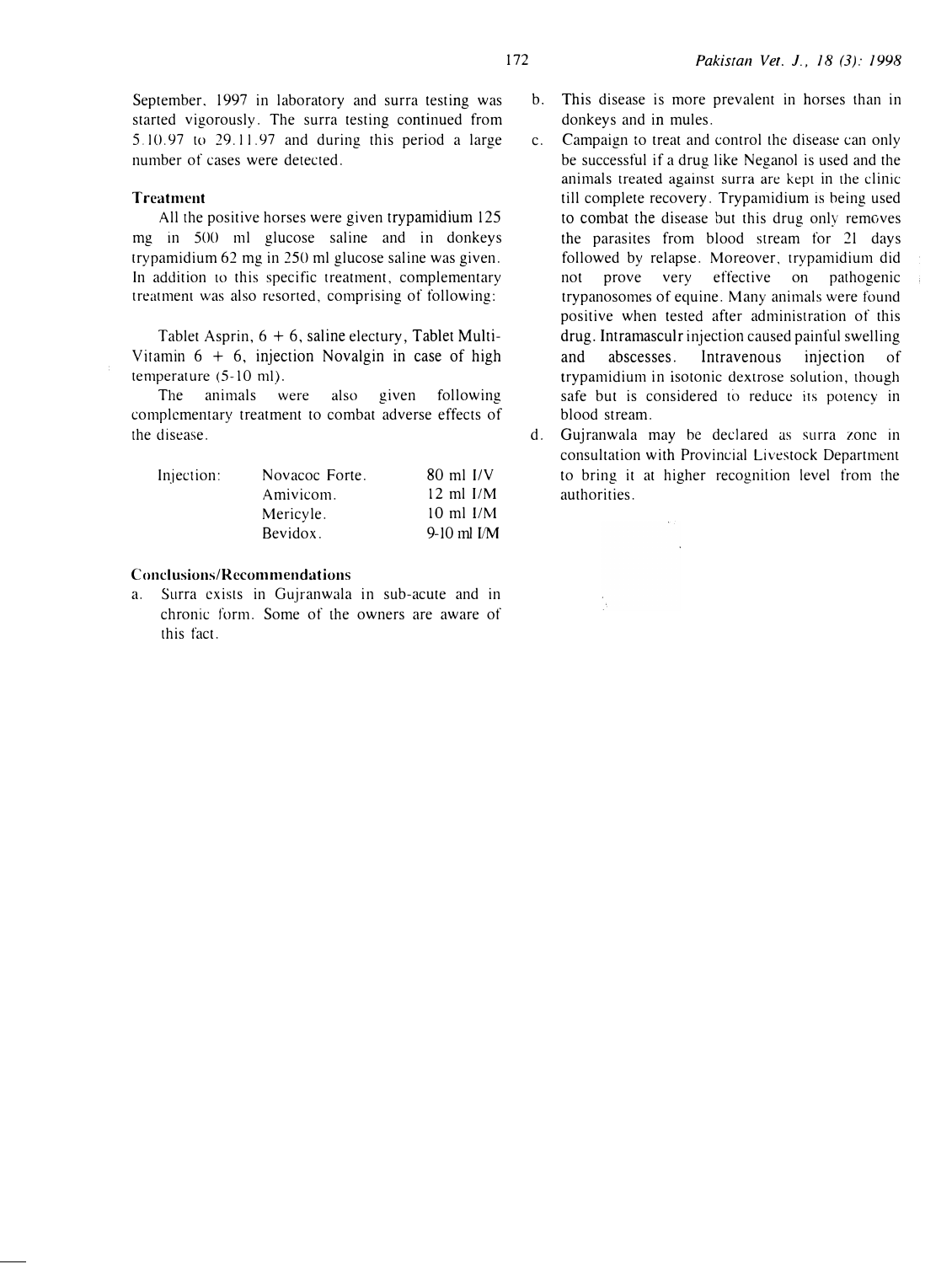September, 1997 in laboratory and surra testing was started vigorously. The surra testing continued from 5.10.97 to 29.11.97 and during this period a large number of cases were detected.

## Treatment

All the positive horses were given trypamidium 125 mg in 500 ml glucose saline and in donkeys trypamidium 62 mg in 250 ml glucose saline was given. In addition to this specific treatment, complementary treatment was also resorted, comprising of following:

Tablet Asprin, 6 + 6, saline electury, Tablet Multi-Vitamin 6 + 6, injection Novalgin in case of high temperature (5-10 ml).

The animals were also given following complementary treatment to combat adverse effects of the disease.

| | | |
|---|---|---|
| Injection: | Novacoc Forte. | 80 ml I/V |
| | Amivicom. | 12 ml I/M |
| | Mericyle. | 10 ml I/M |
| | Bevidox. | 9-10 ml I/M |

## Conclusions/Recommendations

a. Surra exists in Gujranwala in sub-acute and in chronic form. Some of the owners are aware of this fact.

b. This disease is more prevalent in horses than in donkeys and in mules.

c. Campaign to treat and control the disease can only be successful if a drug like Neganol is used and the animals treated against surra are kept in the clinic till complete recovery. Trypamidium is being used to combat the disease but this drug only removes the parasites from blood stream for 21 days followed by relapse. Moreover, trypamidium did not prove very effective on pathogenic trypanosomes of equine. Many animals were found positive when tested after administration of this drug. Intramasculr injection caused painful swelling and abscesses. Intravenous injection of trypamidium in isotonic dextrose solution, though safe but is considered to reduce its potency in blood stream.

d. Gujranwala may be declared as surra zone in consultation with Provincial Livestock Department to bring it at higher recognition level from the authorities.